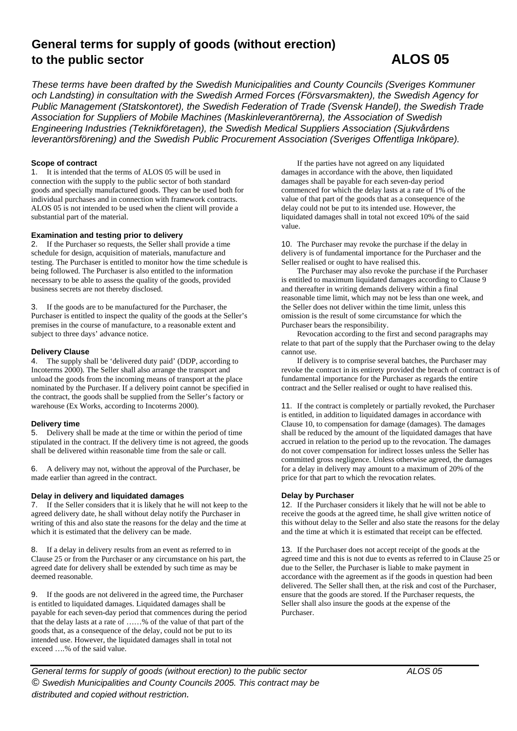# General terms for supply of goods (without erection) to the public sector

# ALOS 05

*These terms have been drafted by the Swedish Municipalities and County Councils (Sveriges Kommuner och Landsting) in consultation with the Swedish Armed Forces (Försvarsmakten), the Swedish Agency for Public Management (Statskontoret), the Swedish Federation of Trade (Svensk Handel), the Swedish Trade Association for Suppliers of Mobile Machines (Maskinleverantörerna), the Association of Swedish Engineering Industries (Teknikföretagen), the Swedish Medical Suppliers Association (Sjukvårdens leverantörsförening) and the Swedish Public Procurement Association (Sveriges Offentliga Inköpare).*

### Scope of contract

1. It is intended that the terms of ALOS 05 will be used in connection with the supply to the public sector of both standard goods and specially manufactured goods. They can be used both for individual purchases and in connection with framework contracts. ALOS 05 is not intended to be used when the client will provide a substantial part of the material.

### Examination and testing prior to delivery

2. If the Purchaser so requests, the Seller shall provide a time schedule for design, acquisition of materials, manufacture and testing. The Purchaser is entitled to monitor how the time schedule is being followed. The Purchaser is also entitled to the information necessary to be able to assess the quality of the goods, provided business secrets are not thereby disclosed.

3. If the goods are to be manufactured for the Purchaser, the Purchaser is entitled to inspect the quality of the goods at the Seller's premises in the course of manufacture, to a reasonable extent and subject to three days' advance notice.

### Delivery Clause

4. The supply shall be 'delivered duty paid' (DDP, according to Incoterms 2000). The Seller shall also arrange the transport and unload the goods from the incoming means of transport at the place nominated by the Purchaser. If a delivery point cannot be specified in the contract, the goods shall be supplied from the Seller's factory or warehouse (Ex Works, according to Incoterms 2000).

### Delivery time

5. Delivery shall be made at the time or within the period of time stipulated in the contract. If the delivery time is not agreed, the goods shall be delivered within reasonable time from the sale or call.

6. A delivery may not, without the approval of the Purchaser, be made earlier than agreed in the contract.

### Delay in delivery and liquidated damages

7. If the Seller considers that it is likely that he will not keep to the agreed delivery date, he shall without delay notify the Purchaser in writing of this and also state the reasons for the delay and the time at which it is estimated that the delivery can be made.

8. If a delay in delivery results from an event as referred to in Clause 25 or from the Purchaser or any circumstance on his part, the agreed date for delivery shall be extended by such time as may be deemed reasonable.

9. If the goods are not delivered in the agreed time, the Purchaser is entitled to liquidated damages. Liquidated damages shall be payable for each seven-day period that commences during the period that the delay lasts at a rate of ……% of the value of that part of the goods that, as a consequence of the delay, could not be put to its intended use. However, the liquidated damages shall in total not exceed ….% of the said value.

If the parties have not agreed on any liquidated damages in accordance with the above, then liquidated damages shall be payable for each seven-day period commenced for which the delay lasts at a rate of 1% of the value of that part of the goods that as a consequence of the delay could not be put to its intended use. However, the liquidated damages shall in total not exceed 10% of the said value.

10. The Purchaser may revoke the purchase if the delay in delivery is of fundamental importance for the Purchaser and the Seller realised or ought to have realised this.

The Purchaser may also revoke the purchase if the Purchaser is entitled to maximum liquidated damages according to Clause 9 and thereafter in writing demands delivery within a final reasonable time limit, which may not be less than one week, and the Seller does not deliver within the time limit, unless this omission is the result of some circumstance for which the Purchaser bears the responsibility.

Revocation according to the first and second paragraphs may relate to that part of the supply that the Purchaser owing to the delay cannot use.

If delivery is to comprise several batches, the Purchaser may revoke the contract in its entirety provided the breach of contract is of fundamental importance for the Purchaser as regards the entire contract and the Seller realised or ought to have realised this.

11. If the contract is completely or partially revoked, the Purchaser is entitled, in addition to liquidated damages in accordance with Clause 10, to compensation for damage (damages). The damages shall be reduced by the amount of the liquidated damages that have accrued in relation to the period up to the revocation. The damages do not cover compensation for indirect losses unless the Seller has committed gross negligence. Unless otherwise agreed, the damages for a delay in delivery may amount to a maximum of 20% of the price for that part to which the revocation relates.

### Delay by Purchaser

12. If the Purchaser considers it likely that he will not be able to receive the goods at the agreed time, he shall give written notice of this without delay to the Seller and also state the reasons for the delay and the time at which it is estimated that receipt can be effected.

13. If the Purchaser does not accept receipt of the goods at the agreed time and this is not due to events as referred to in Clause 25 or due to the Seller, the Purchaser is liable to make payment in accordance with the agreement as if the goods in question had been delivered. The Seller shall then, at the risk and cost of the Purchaser, ensure that the goods are stored. If the Purchaser requests, the Seller shall also insure the goods at the expense of the Purchaser.

*© Swedish Municipalities and County Councils 2005. This contract may be distributed and copied without restriction.*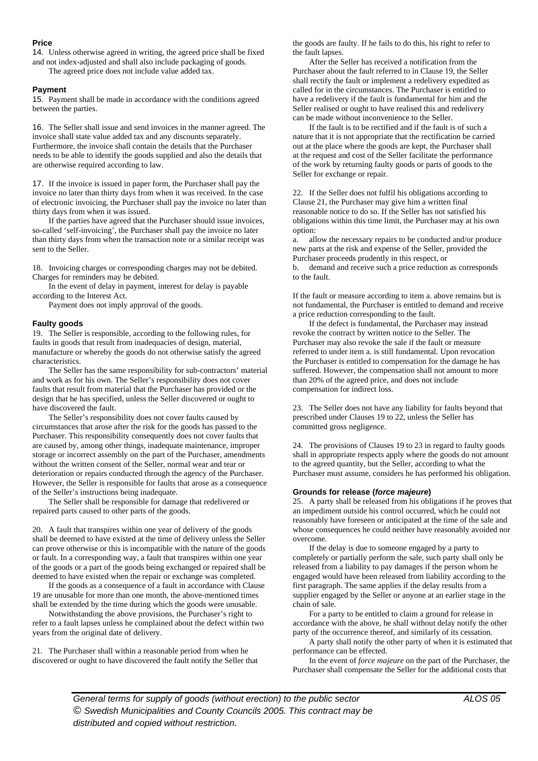### Price

14. Unless otherwise agreed in writing, the agreed price shall be fixed and not index-adjusted and shall also include packaging of goods.

The agreed price does not include value added tax.

### Payment

15. Payment shall be made in accordance with the conditions agreed between the parties.

16. The Seller shall issue and send invoices in the manner agreed. The invoice shall state value added tax and any discounts separately. Furthermore, the invoice shall contain the details that the Purchaser needs to be able to identify the goods supplied and also the details that are otherwise required according to law.

17. If the invoice is issued in paper form, the Purchaser shall pay the invoice no later than thirty days from when it was received. In the case of electronic invoicing, the Purchaser shall pay the invoice no later than thirty days from when it was issued.

If the parties have agreed that the Purchaser should issue invoices, so-called 'self-invoicing', the Purchaser shall pay the invoice no later than thirty days from when the transaction note or a similar receipt was sent to the Seller.

18. Invoicing charges or corresponding charges may not be debited. Charges for reminders may be debited.

In the event of delay in payment, interest for delay is payable according to the Interest Act.

Payment does not imply approval of the goods.

### Faulty goods

19. The Seller is responsible, according to the following rules, for faults in goods that result from inadequacies of design, material, manufacture or whereby the goods do not otherwise satisfy the agreed characteristics.

The Seller has the same responsibility for sub-contractors' material and work as for his own. The Seller's responsibility does not cover faults that result from material that the Purchaser has provided or the design that he has specified, unless the Seller discovered or ought to have discovered the fault.

The Seller's responsibility does not cover faults caused by circumstances that arose after the risk for the goods has passed to the Purchaser. This responsibility consequently does not cover faults that are caused by, among other things, inadequate maintenance, improper storage or incorrect assembly on the part of the Purchaser, amendments without the written consent of the Seller, normal wear and tear or deterioration or repairs conducted through the agency of the Purchaser. However, the Seller is responsible for faults that arose as a consequence of the Seller's instructions being inadequate.

The Seller shall be responsible for damage that redelivered or repaired parts caused to other parts of the goods.

20. A fault that transpires within one year of delivery of the goods shall be deemed to have existed at the time of delivery unless the Seller can prove otherwise or this is incompatible with the nature of the goods or fault. In a corresponding way, a fault that transpires within one year of the goods or a part of the goods being exchanged or repaired shall be deemed to have existed when the repair or exchange was completed.

If the goods as a consequence of a fault in accordance with Clause 19 are unusable for more than one month, the above-mentioned times shall be extended by the time during which the goods were unusable.

Notwithstanding the above provisions, the Purchaser's right to refer to a fault lapses unless he complained about the defect within two years from the original date of delivery.

21. The Purchaser shall within a reasonable period from when he discovered or ought to have discovered the fault notify the Seller that the goods are faulty. If he fails to do this, his right to refer to the fault lapses.

After the Seller has received a notification from the Purchaser about the fault referred to in Clause 19, the Seller shall rectify the fault or implement a redelivery expedited as called for in the circumstances. The Purchaser is entitled to have a redelivery if the fault is fundamental for him and the Seller realised or ought to have realised this and redelivery can be made without inconvenience to the Seller.

If the fault is to be rectified and if the fault is of such a nature that it is not appropriate that the rectification be carried out at the place where the goods are kept, the Purchaser shall at the request and cost of the Seller facilitate the performance of the work by returning faulty goods or parts of goods to the Seller for exchange or repair.

22. If the Seller does not fulfil his obligations according to Clause 21, the Purchaser may give him a written final reasonable notice to do so. If the Seller has not satisfied his obligations within this time limit, the Purchaser may at his own option:

a. allow the necessary repairs to be conducted and/or produce new parts at the risk and expense of the Seller, provided the Purchaser proceeds prudently in this respect, or

b. demand and receive such a price reduction as corresponds to the fault.

If the fault or measure according to item a. above remains but is not fundamental, the Purchaser is entitled to demand and receive a price reduction corresponding to the fault.

If the defect is fundamental, the Purchaser may instead revoke the contract by written notice to the Seller. The Purchaser may also revoke the sale if the fault or measure referred to under item a. is still fundamental. Upon revocation the Purchaser is entitled to compensation for the damage he has suffered. However, the compensation shall not amount to more than 20% of the agreed price, and does not include compensation for indirect loss.

23. The Seller does not have any liability for faults beyond that prescribed under Clauses 19 to 22, unless the Seller has committed gross negligence.

24. The provisions of Clauses 19 to 23 in regard to faulty goods shall in appropriate respects apply where the goods do not amount to the agreed quantity, but the Seller, according to what the Purchaser must assume, considers he has performed his obligation.

### Grounds for release (*force majeure*)

25. A party shall be released from his obligations if he proves that an impediment outside his control occurred, which he could not reasonably have foreseen or anticipated at the time of the sale and whose consequences he could neither have reasonably avoided nor overcome.

If the delay is due to someone engaged by a party to completely or partially perform the sale, such party shall only be released from a liability to pay damages if the person whom he engaged would have been released from liability according to the first paragraph. The same applies if the delay results from a supplier engaged by the Seller or anyone at an earlier stage in the chain of sale.

For a party to be entitled to claim a ground for release in accordance with the above, he shall without delay notify the other party of the occurrence thereof, and similarly of its cessation.

A party shall notify the other party of when it is estimated that performance can be effected.

In the event of *force majeure* on the part of the Purchaser, the Purchaser shall compensate the Seller for the additional costs that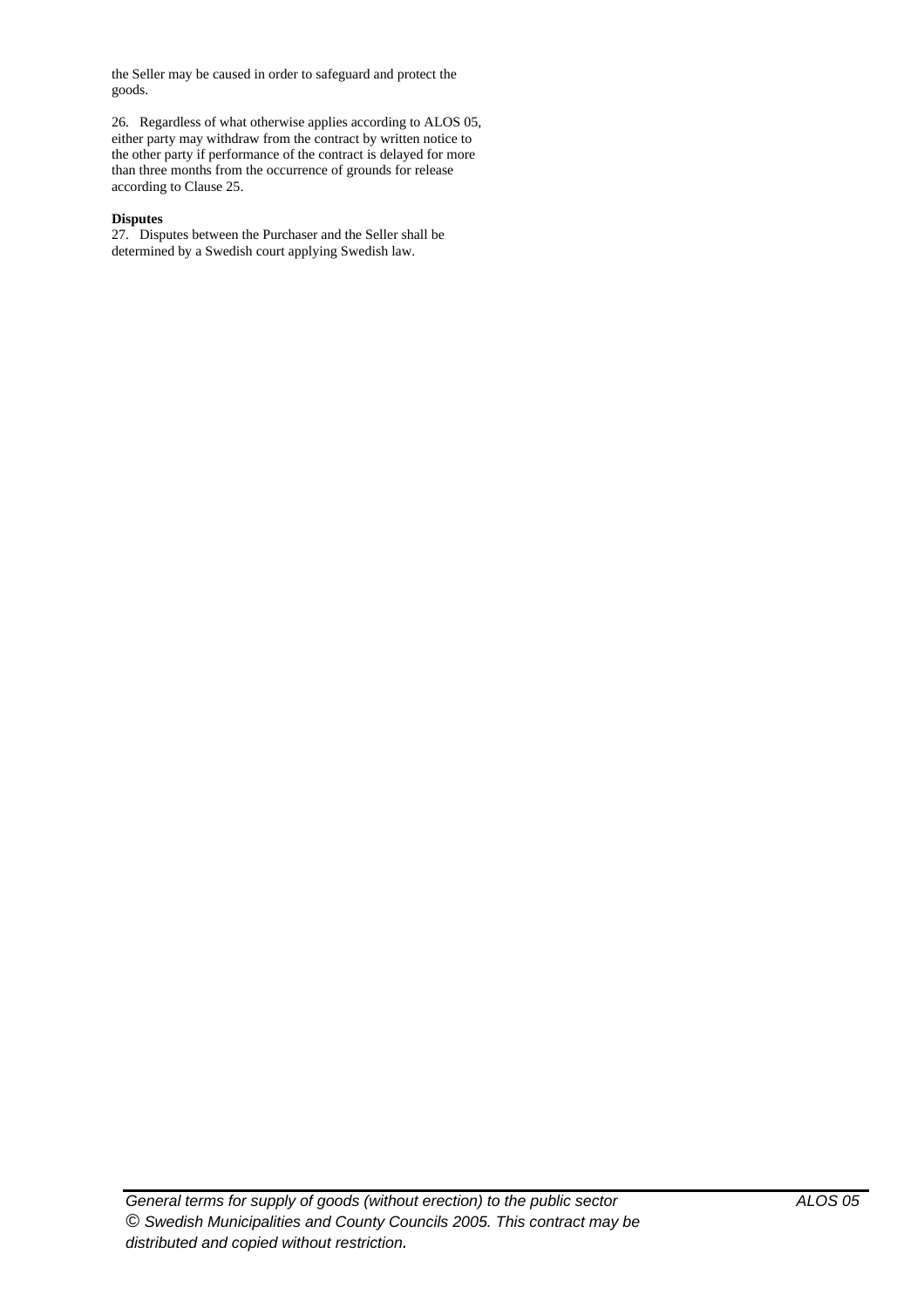the Seller may be caused in order to safeguard and protect the goods.

26. Regardless of what otherwise applies according to ALOS 05, either party may withdraw from the contract by written notice to the other party if performance of the contract is delayed for more than three months from the occurrence of grounds for release according to Clause 25.

**Disputes**

27. Disputes between the Purchaser and the Seller shall be determined by a Swedish court applying Swedish law.